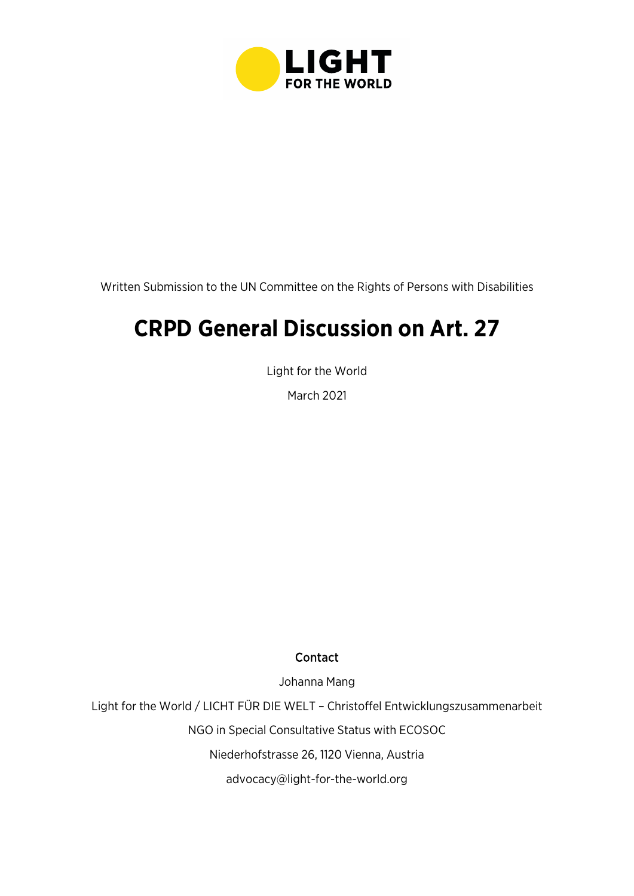LIGHT FOR THE WORLD

Written Submission to the UN Committee on the Rights of Persons with Disabilities

# CRPD General Discussion on Art. 27

Light for the World

March 2021

**Contact**

Johanna Mang

Light for the World / LICHT FÜR DIE WELT – Christoffel Entwicklungszusammenarbeit

NGO in Special Consultative Status with ECOSOC

Niederhofstrasse 26, 1120 Vienna, Austria

advocacy@light-for-the-world.org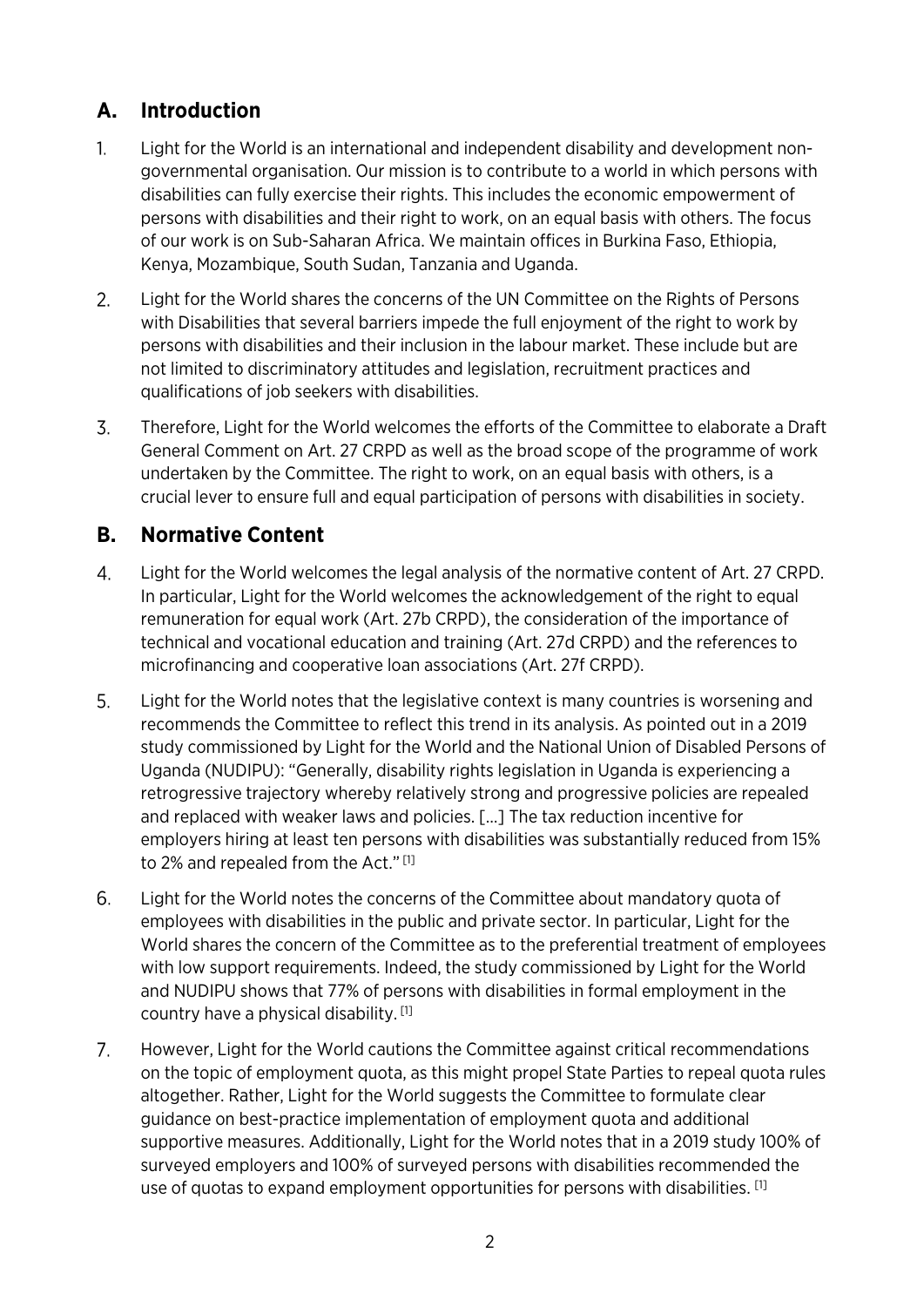## A. Introduction

1. Light for the World is an international and independent disability and development non-governmental organisation. Our mission is to contribute to a world in which persons with disabilities can fully exercise their rights. This includes the economic empowerment of persons with disabilities and their right to work, on an equal basis with others. The focus of our work is on Sub-Saharan Africa. We maintain offices in Burkina Faso, Ethiopia, Kenya, Mozambique, South Sudan, Tanzania and Uganda.

2. Light for the World shares the concerns of the UN Committee on the Rights of Persons with Disabilities that several barriers impede the full enjoyment of the right to work by persons with disabilities and their inclusion in the labour market. These include but are not limited to discriminatory attitudes and legislation, recruitment practices and qualifications of job seekers with disabilities.

3. Therefore, Light for the World welcomes the efforts of the Committee to elaborate a Draft General Comment on Art. 27 CRPD as well as the broad scope of the programme of work undertaken by the Committee. The right to work, on an equal basis with others, is a crucial lever to ensure full and equal participation of persons with disabilities in society.

## B. Normative Content

4. Light for the World welcomes the legal analysis of the normative content of Art. 27 CRPD. In particular, Light for the World welcomes the acknowledgement of the right to equal remuneration for equal work (Art. 27b CRPD), the consideration of the importance of technical and vocational education and training (Art. 27d CRPD) and the references to microfinancing and cooperative loan associations (Art. 27f CRPD).

5. Light for the World notes that the legislative context is many countries is worsening and recommends the Committee to reflect this trend in its analysis. As pointed out in a 2019 study commissioned by Light for the World and the National Union of Disabled Persons of Uganda (NUDIPU): "Generally, disability rights legislation in Uganda is experiencing a retrogressive trajectory whereby relatively strong and progressive policies are repealed and replaced with weaker laws and policies. […] The tax reduction incentive for employers hiring at least ten persons with disabilities was substantially reduced from 15% to 2% and repealed from the Act." [1]

6. Light for the World notes the concerns of the Committee about mandatory quota of employees with disabilities in the public and private sector. In particular, Light for the World shares the concern of the Committee as to the preferential treatment of employees with low support requirements. Indeed, the study commissioned by Light for the World and NUDIPU shows that 77% of persons with disabilities in formal employment in the country have a physical disability. [1]

7. However, Light for the World cautions the Committee against critical recommendations on the topic of employment quota, as this might propel State Parties to repeal quota rules altogether. Rather, Light for the World suggests the Committee to formulate clear guidance on best-practice implementation of employment quota and additional supportive measures. Additionally, Light for the World notes that in a 2019 study 100% of surveyed employers and 100% of surveyed persons with disabilities recommended the use of quotas to expand employment opportunities for persons with disabilities. [1]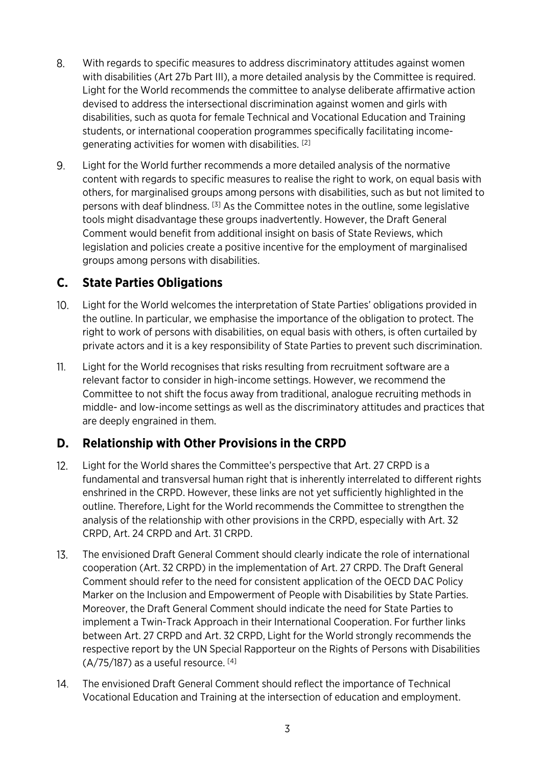8. With regards to specific measures to address discriminatory attitudes against women with disabilities (Art 27b Part III), a more detailed analysis by the Committee is required. Light for the World recommends the committee to analyse deliberate affirmative action devised to address the intersectional discrimination against women and girls with disabilities, such as quota for female Technical and Vocational Education and Training students, or international cooperation programmes specifically facilitating income-generating activities for women with disabilities. [2]

9. Light for the World further recommends a more detailed analysis of the normative content with regards to specific measures to realise the right to work, on equal basis with others, for marginalised groups among persons with disabilities, such as but not limited to persons with deaf blindness. [3] As the Committee notes in the outline, some legislative tools might disadvantage these groups inadvertently. However, the Draft General Comment would benefit from additional insight on basis of State Reviews, which legislation and policies create a positive incentive for the employment of marginalised groups among persons with disabilities.

## C. State Parties Obligations

10. Light for the World welcomes the interpretation of State Parties' obligations provided in the outline. In particular, we emphasise the importance of the obligation to protect. The right to work of persons with disabilities, on equal basis with others, is often curtailed by private actors and it is a key responsibility of State Parties to prevent such discrimination.

11. Light for the World recognises that risks resulting from recruitment software are a relevant factor to consider in high-income settings. However, we recommend the Committee to not shift the focus away from traditional, analogue recruiting methods in middle- and low-income settings as well as the discriminatory attitudes and practices that are deeply engrained in them.

## D. Relationship with Other Provisions in the CRPD

12. Light for the World shares the Committee's perspective that Art. 27 CRPD is a fundamental and transversal human right that is inherently interrelated to different rights enshrined in the CRPD. However, these links are not yet sufficiently highlighted in the outline. Therefore, Light for the World recommends the Committee to strengthen the analysis of the relationship with other provisions in the CRPD, especially with Art. 32 CRPD, Art. 24 CRPD and Art. 31 CRPD.

13. The envisioned Draft General Comment should clearly indicate the role of international cooperation (Art. 32 CRPD) in the implementation of Art. 27 CRPD. The Draft General Comment should refer to the need for consistent application of the OECD DAC Policy Marker on the Inclusion and Empowerment of People with Disabilities by State Parties. Moreover, the Draft General Comment should indicate the need for State Parties to implement a Twin-Track Approach in their International Cooperation. For further links between Art. 27 CRPD and Art. 32 CRPD, Light for the World strongly recommends the respective report by the UN Special Rapporteur on the Rights of Persons with Disabilities (A/75/187) as a useful resource. [4]

14. The envisioned Draft General Comment should reflect the importance of Technical Vocational Education and Training at the intersection of education and employment.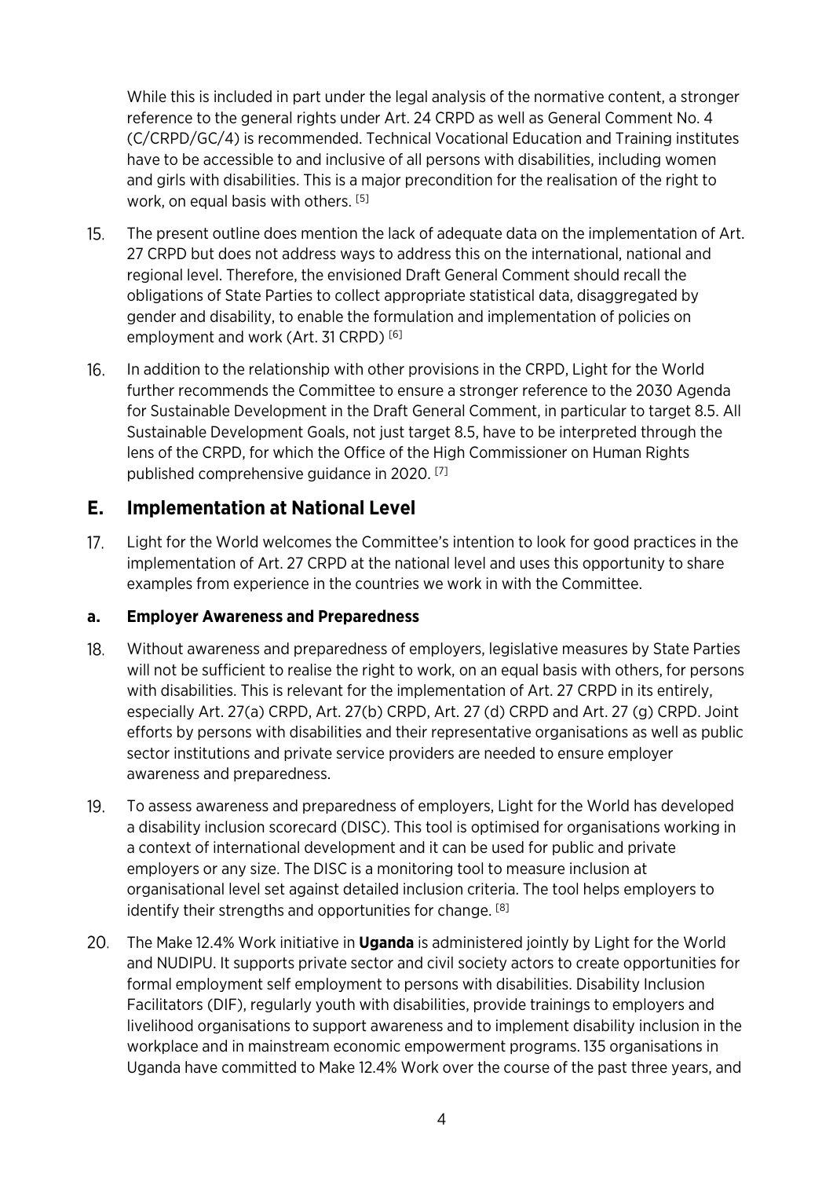While this is included in part under the legal analysis of the normative content, a stronger reference to the general rights under Art. 24 CRPD as well as General Comment No. 4 (C/CRPD/GC/4) is recommended. Technical Vocational Education and Training institutes have to be accessible to and inclusive of all persons with disabilities, including women and girls with disabilities. This is a major precondition for the realisation of the right to work, on equal basis with others. [5]

15. The present outline does mention the lack of adequate data on the implementation of Art. 27 CRPD but does not address ways to address this on the international, national and regional level. Therefore, the envisioned Draft General Comment should recall the obligations of State Parties to collect appropriate statistical data, disaggregated by gender and disability, to enable the formulation and implementation of policies on employment and work (Art. 31 CRPD) [6]

16. In addition to the relationship with other provisions in the CRPD, Light for the World further recommends the Committee to ensure a stronger reference to the 2030 Agenda for Sustainable Development in the Draft General Comment, in particular to target 8.5. All Sustainable Development Goals, not just target 8.5, have to be interpreted through the lens of the CRPD, for which the Office of the High Commissioner on Human Rights published comprehensive guidance in 2020. [7]

## E. Implementation at National Level

17. Light for the World welcomes the Committee's intention to look for good practices in the implementation of Art. 27 CRPD at the national level and uses this opportunity to share examples from experience in the countries we work in with the Committee.

### a. Employer Awareness and Preparedness

18. Without awareness and preparedness of employers, legislative measures by State Parties will not be sufficient to realise the right to work, on an equal basis with others, for persons with disabilities. This is relevant for the implementation of Art. 27 CRPD in its entirely, especially Art. 27(a) CRPD, Art. 27(b) CRPD, Art. 27 (d) CRPD and Art. 27 (g) CRPD. Joint efforts by persons with disabilities and their representative organisations as well as public sector institutions and private service providers are needed to ensure employer awareness and preparedness.

19. To assess awareness and preparedness of employers, Light for the World has developed a disability inclusion scorecard (DISC). This tool is optimised for organisations working in a context of international development and it can be used for public and private employers or any size. The DISC is a monitoring tool to measure inclusion at organisational level set against detailed inclusion criteria. The tool helps employers to identify their strengths and opportunities for change. [8]

20. The Make 12.4% Work initiative in **Uganda** is administered jointly by Light for the World and NUDIPU. It supports private sector and civil society actors to create opportunities for formal employment self employment to persons with disabilities. Disability Inclusion Facilitators (DIF), regularly youth with disabilities, provide trainings to employers and livelihood organisations to support awareness and to implement disability inclusion in the workplace and in mainstream economic empowerment programs. 135 organisations in Uganda have committed to Make 12.4% Work over the course of the past three years, and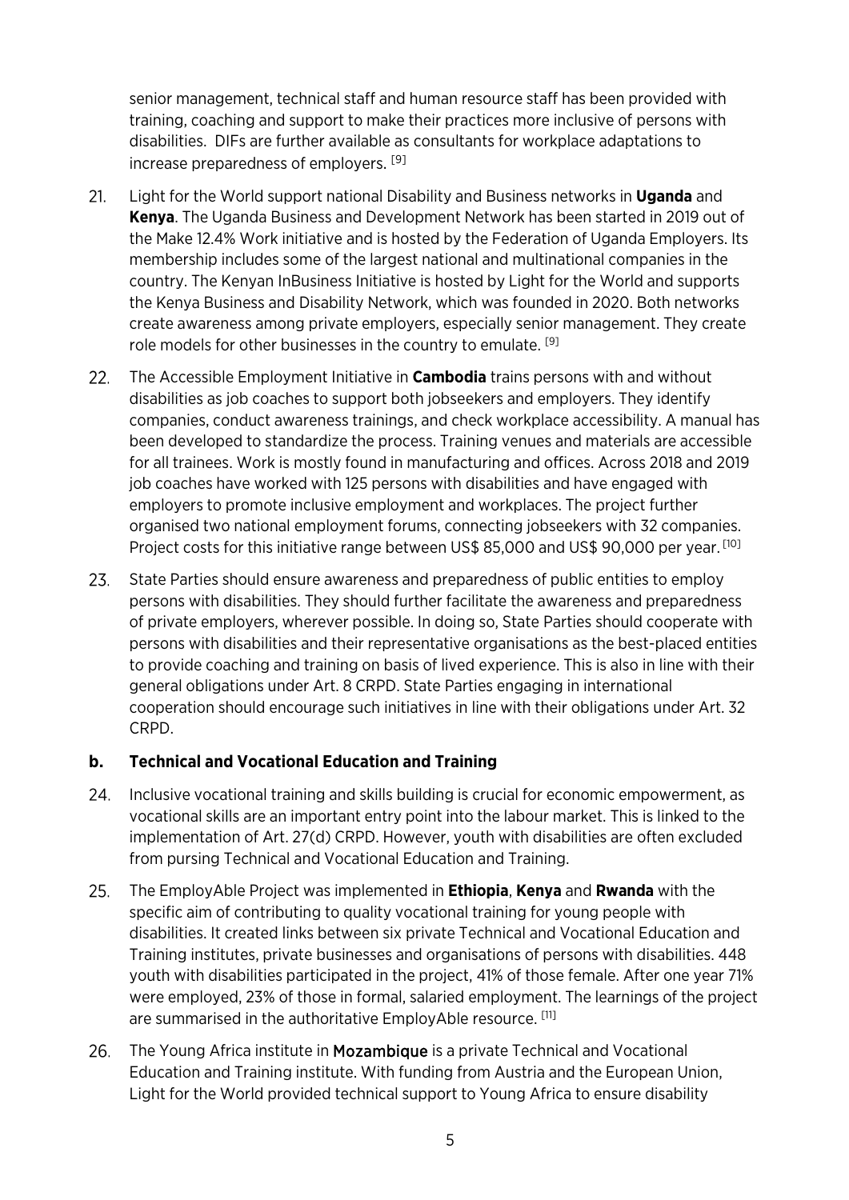senior management, technical staff and human resource staff has been provided with training, coaching and support to make their practices more inclusive of persons with disabilities. DIFs are further available as consultants for workplace adaptations to increase preparedness of employers. [9]

21. Light for the World support national Disability and Business networks in **Uganda** and **Kenya**. The Uganda Business and Development Network has been started in 2019 out of the Make 12.4% Work initiative and is hosted by the Federation of Uganda Employers. Its membership includes some of the largest national and multinational companies in the country. The Kenyan InBusiness Initiative is hosted by Light for the World and supports the Kenya Business and Disability Network, which was founded in 2020. Both networks create awareness among private employers, especially senior management. They create role models for other businesses in the country to emulate. [9]

22. The Accessible Employment Initiative in **Cambodia** trains persons with and without disabilities as job coaches to support both jobseekers and employers. They identify companies, conduct awareness trainings, and check workplace accessibility. A manual has been developed to standardize the process. Training venues and materials are accessible for all trainees. Work is mostly found in manufacturing and offices. Across 2018 and 2019 job coaches have worked with 125 persons with disabilities and have engaged with employers to promote inclusive employment and workplaces. The project further organised two national employment forums, connecting jobseekers with 32 companies. Project costs for this initiative range between US$ 85,000 and US$ 90,000 per year. [10]

23. State Parties should ensure awareness and preparedness of public entities to employ persons with disabilities. They should further facilitate the awareness and preparedness of private employers, wherever possible. In doing so, State Parties should cooperate with persons with disabilities and their representative organisations as the best-placed entities to provide coaching and training on basis of lived experience. This is also in line with their general obligations under Art. 8 CRPD. State Parties engaging in international cooperation should encourage such initiatives in line with their obligations under Art. 32 CRPD.

### b. Technical and Vocational Education and Training

24. Inclusive vocational training and skills building is crucial for economic empowerment, as vocational skills are an important entry point into the labour market. This is linked to the implementation of Art. 27(d) CRPD. However, youth with disabilities are often excluded from pursing Technical and Vocational Education and Training.

25. The EmployAble Project was implemented in **Ethiopia**, **Kenya** and **Rwanda** with the specific aim of contributing to quality vocational training for young people with disabilities. It created links between six private Technical and Vocational Education and Training institutes, private businesses and organisations of persons with disabilities. 448 youth with disabilities participated in the project, 41% of those female. After one year 71% were employed, 23% of those in formal, salaried employment. The learnings of the project are summarised in the authoritative EmployAble resource. [11]

26. The Young Africa institute in **Mozambique** is a private Technical and Vocational Education and Training institute. With funding from Austria and the European Union, Light for the World provided technical support to Young Africa to ensure disability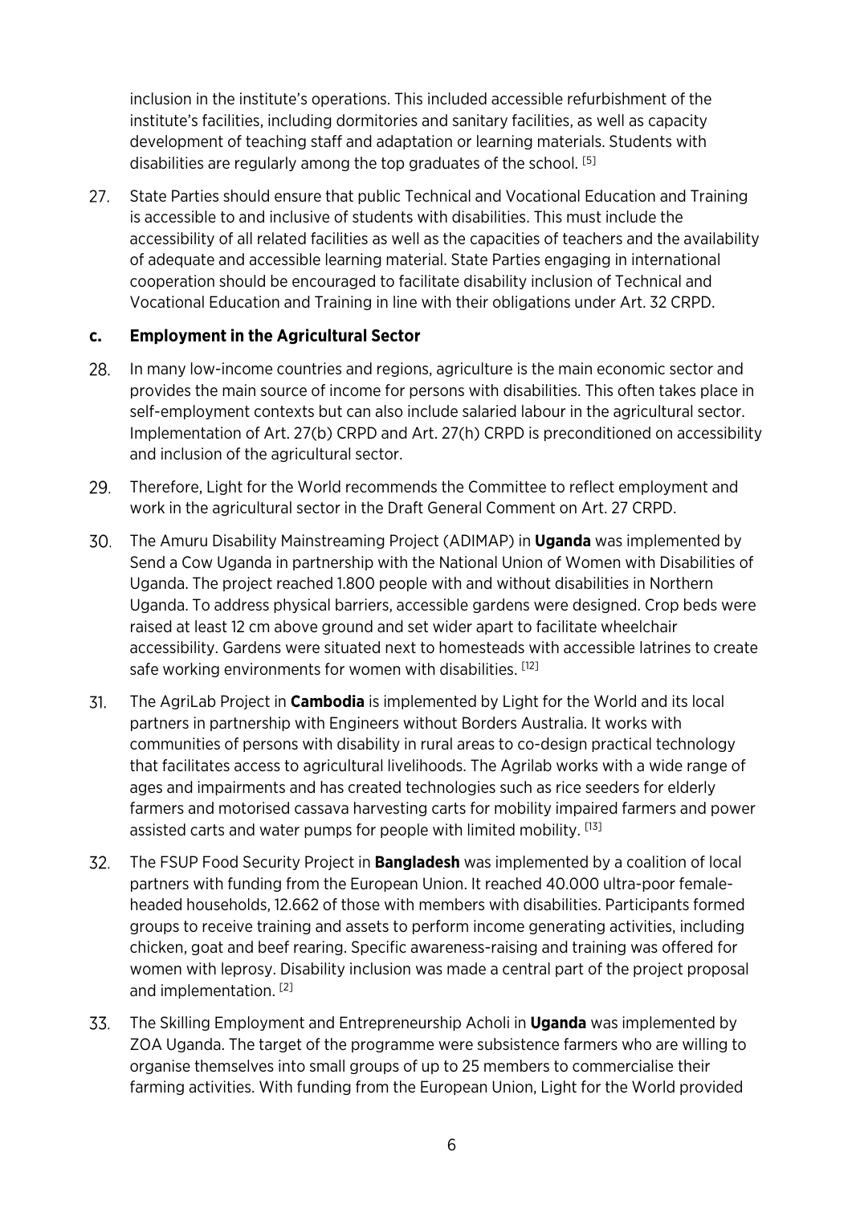inclusion in the institute's operations. This included accessible refurbishment of the institute's facilities, including dormitories and sanitary facilities, as well as capacity development of teaching staff and adaptation or learning materials. Students with disabilities are regularly among the top graduates of the school. [5]

27. State Parties should ensure that public Technical and Vocational Education and Training is accessible to and inclusive of students with disabilities. This must include the accessibility of all related facilities as well as the capacities of teachers and the availability of adequate and accessible learning material. State Parties engaging in international cooperation should be encouraged to facilitate disability inclusion of Technical and Vocational Education and Training in line with their obligations under Art. 32 CRPD.

### c. Employment in the Agricultural Sector

28. In many low-income countries and regions, agriculture is the main economic sector and provides the main source of income for persons with disabilities. This often takes place in self-employment contexts but can also include salaried labour in the agricultural sector. Implementation of Art. 27(b) CRPD and Art. 27(h) CRPD is preconditioned on accessibility and inclusion of the agricultural sector.

29. Therefore, Light for the World recommends the Committee to reflect employment and work in the agricultural sector in the Draft General Comment on Art. 27 CRPD.

30. The Amuru Disability Mainstreaming Project (ADIMAP) in **Uganda** was implemented by Send a Cow Uganda in partnership with the National Union of Women with Disabilities of Uganda. The project reached 1.800 people with and without disabilities in Northern Uganda. To address physical barriers, accessible gardens were designed. Crop beds were raised at least 12 cm above ground and set wider apart to facilitate wheelchair accessibility. Gardens were situated next to homesteads with accessible latrines to create safe working environments for women with disabilities. [12]

31. The AgriLab Project in **Cambodia** is implemented by Light for the World and its local partners in partnership with Engineers without Borders Australia. It works with communities of persons with disability in rural areas to co-design practical technology that facilitates access to agricultural livelihoods. The Agrilab works with a wide range of ages and impairments and has created technologies such as rice seeders for elderly farmers and motorised cassava harvesting carts for mobility impaired farmers and power assisted carts and water pumps for people with limited mobility. [13]

32. The FSUP Food Security Project in **Bangladesh** was implemented by a coalition of local partners with funding from the European Union. It reached 40.000 ultra-poor female-headed households, 12.662 of those with members with disabilities. Participants formed groups to receive training and assets to perform income generating activities, including chicken, goat and beef rearing. Specific awareness-raising and training was offered for women with leprosy. Disability inclusion was made a central part of the project proposal and implementation. [2]

33. The Skilling Employment and Entrepreneurship Acholi in **Uganda** was implemented by ZOA Uganda. The target of the programme were subsistence farmers who are willing to organise themselves into small groups of up to 25 members to commercialise their farming activities. With funding from the European Union, Light for the World provided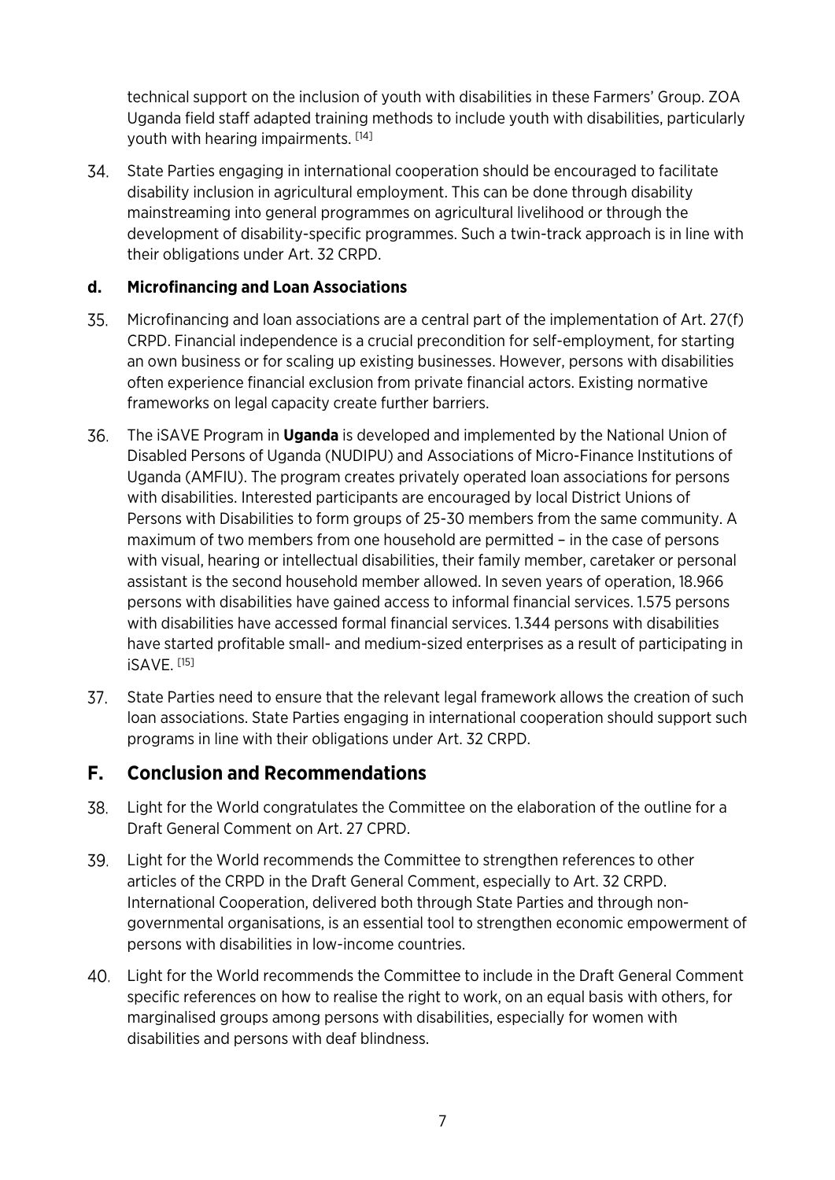technical support on the inclusion of youth with disabilities in these Farmers' Group. ZOA Uganda field staff adapted training methods to include youth with disabilities, particularly youth with hearing impairments. [14]

34. State Parties engaging in international cooperation should be encouraged to facilitate disability inclusion in agricultural employment. This can be done through disability mainstreaming into general programmes on agricultural livelihood or through the development of disability-specific programmes. Such a twin-track approach is in line with their obligations under Art. 32 CRPD.

### d. Microfinancing and Loan Associations

35. Microfinancing and loan associations are a central part of the implementation of Art. 27(f) CRPD. Financial independence is a crucial precondition for self-employment, for starting an own business or for scaling up existing businesses. However, persons with disabilities often experience financial exclusion from private financial actors. Existing normative frameworks on legal capacity create further barriers.

36. The iSAVE Program in **Uganda** is developed and implemented by the National Union of Disabled Persons of Uganda (NUDIPU) and Associations of Micro-Finance Institutions of Uganda (AMFIU). The program creates privately operated loan associations for persons with disabilities. Interested participants are encouraged by local District Unions of Persons with Disabilities to form groups of 25-30 members from the same community. A maximum of two members from one household are permitted – in the case of persons with visual, hearing or intellectual disabilities, their family member, caretaker or personal assistant is the second household member allowed. In seven years of operation, 18.966 persons with disabilities have gained access to informal financial services. 1.575 persons with disabilities have accessed formal financial services. 1.344 persons with disabilities have started profitable small- and medium-sized enterprises as a result of participating in iSAVE. [15]

37. State Parties need to ensure that the relevant legal framework allows the creation of such loan associations. State Parties engaging in international cooperation should support such programs in line with their obligations under Art. 32 CRPD.

## F. Conclusion and Recommendations

38. Light for the World congratulates the Committee on the elaboration of the outline for a Draft General Comment on Art. 27 CPRD.

39. Light for the World recommends the Committee to strengthen references to other articles of the CRPD in the Draft General Comment, especially to Art. 32 CRPD. International Cooperation, delivered both through State Parties and through non-governmental organisations, is an essential tool to strengthen economic empowerment of persons with disabilities in low-income countries.

40. Light for the World recommends the Committee to include in the Draft General Comment specific references on how to realise the right to work, on an equal basis with others, for marginalised groups among persons with disabilities, especially for women with disabilities and persons with deaf blindness.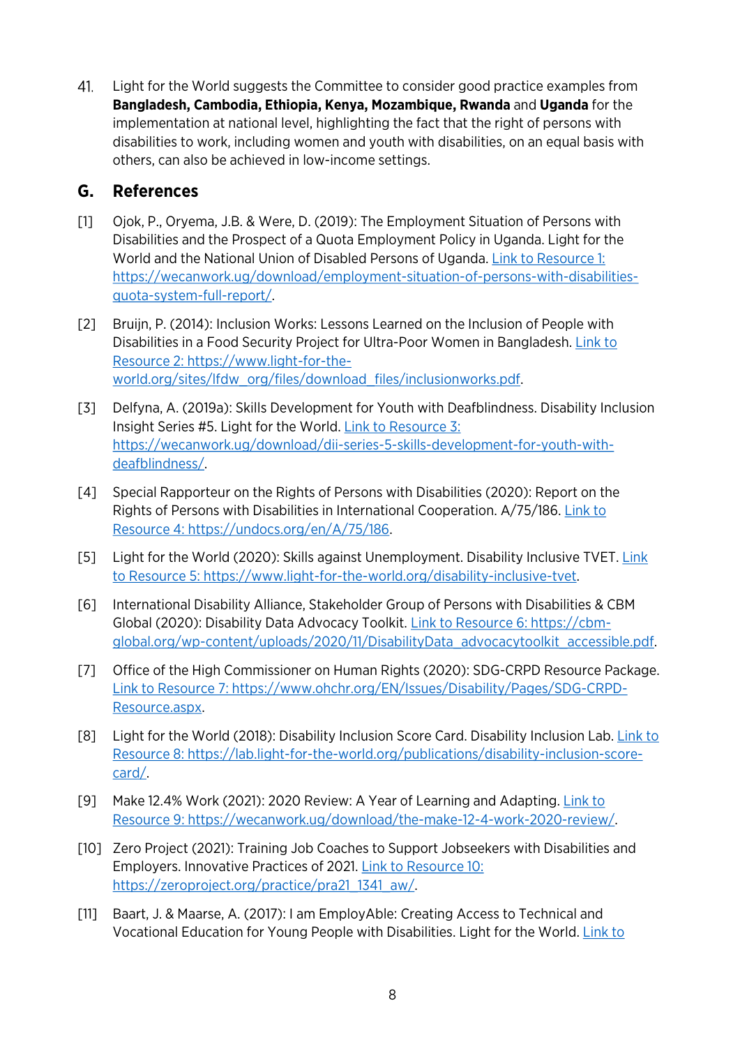41. Light for the World suggests the Committee to consider good practice examples from **Bangladesh, Cambodia, Ethiopia, Kenya, Mozambique, Rwanda** and **Uganda** for the implementation at national level, highlighting the fact that the right of persons with disabilities to work, including women and youth with disabilities, on an equal basis with others, can also be achieved in low-income settings.

## G. References

[1] Ojok, P., Oryema, J.B. & Were, D. (2019): The Employment Situation of Persons with Disabilities and the Prospect of a Quota Employment Policy in Uganda. Light for the World and the National Union of Disabled Persons of Uganda. [Link to Resource 1: https://wecanwork.ug/download/employment-situation-of-persons-with-disabilities-quota-system-full-report/](https://wecanwork.ug/download/employment-situation-of-persons-with-disabilities-quota-system-full-report/).

[2] Bruijn, P. (2014): Inclusion Works: Lessons Learned on the Inclusion of People with Disabilities in a Food Security Project for Ultra-Poor Women in Bangladesh. [Link to Resource 2: https://www.light-for-the-world.org/sites/lfdw_org/files/download_files/inclusionworks.pdf](https://www.light-for-the-world.org/sites/lfdw_org/files/download_files/inclusionworks.pdf).

[3] Delfyna, A. (2019a): Skills Development for Youth with Deafblindness. Disability Inclusion Insight Series #5. Light for the World. [Link to Resource 3: https://wecanwork.ug/download/dii-series-5-skills-development-for-youth-with-deafblindness/](https://wecanwork.ug/download/dii-series-5-skills-development-for-youth-with-deafblindness/).

[4] Special Rapporteur on the Rights of Persons with Disabilities (2020): Report on the Rights of Persons with Disabilities in International Cooperation. A/75/186. [Link to Resource 4: https://undocs.org/en/A/75/186](https://undocs.org/en/A/75/186).

[5] Light for the World (2020): Skills against Unemployment. Disability Inclusive TVET. [Link to Resource 5: https://www.light-for-the-world.org/disability-inclusive-tvet](https://www.light-for-the-world.org/disability-inclusive-tvet).

[6] International Disability Alliance, Stakeholder Group of Persons with Disabilities & CBM Global (2020): Disability Data Advocacy Toolkit. [Link to Resource 6: https://cbm-global.org/wp-content/uploads/2020/11/DisabilityData_advocacytoolkit_accessible.pdf](https://cbm-global.org/wp-content/uploads/2020/11/DisabilityData_advocacytoolkit_accessible.pdf).

[7] Office of the High Commissioner on Human Rights (2020): SDG-CRPD Resource Package. [Link to Resource 7: https://www.ohchr.org/EN/Issues/Disability/Pages/SDG-CRPD-Resource.aspx](https://www.ohchr.org/EN/Issues/Disability/Pages/SDG-CRPD-Resource.aspx).

[8] Light for the World (2018): Disability Inclusion Score Card. Disability Inclusion Lab. [Link to Resource 8: https://lab.light-for-the-world.org/publications/disability-inclusion-score-card/](https://lab.light-for-the-world.org/publications/disability-inclusion-score-card/).

[9] Make 12.4% Work (2021): 2020 Review: A Year of Learning and Adapting. [Link to Resource 9: https://wecanwork.ug/download/the-make-12-4-work-2020-review/](https://wecanwork.ug/download/the-make-12-4-work-2020-review/).

[10] Zero Project (2021): Training Job Coaches to Support Jobseekers with Disabilities and Employers. Innovative Practices of 2021. [Link to Resource 10: https://zeroproject.org/practice/pra21_1341_aw/](https://zeroproject.org/practice/pra21_1341_aw/).

[11] Baart, J. & Maarse, A. (2017): I am EmployAble: Creating Access to Technical and Vocational Education for Young People with Disabilities. Light for the World. Link to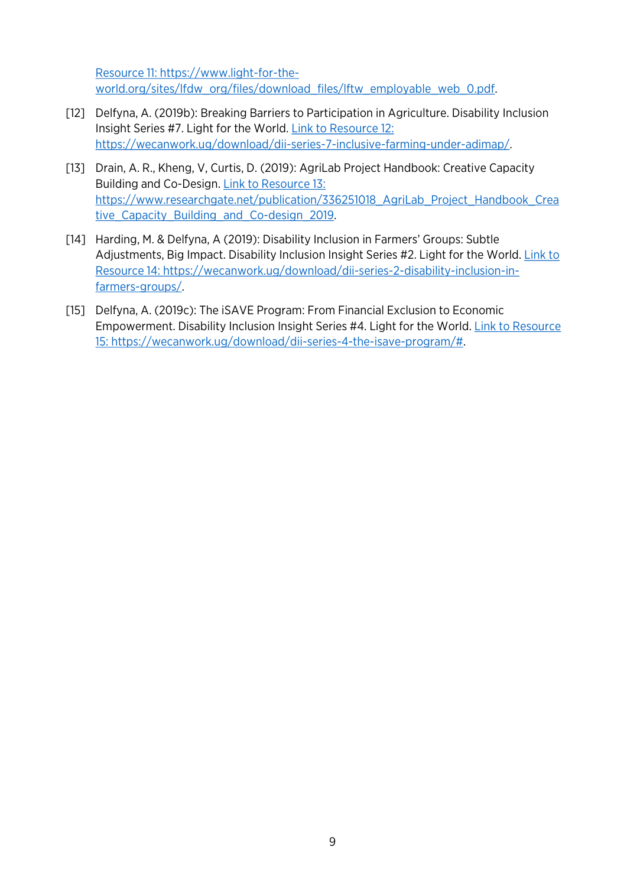Resource 11: https://www.light-for-the-world.org/sites/lfdw_org/files/download_files/lftw_employable_web_0.pdf.

[12] Delfyna, A. (2019b): Breaking Barriers to Participation in Agriculture. Disability Inclusion Insight Series #7. Light for the World. Link to Resource 12: https://wecanwork.ug/download/dii-series-7-inclusive-farming-under-adimap/.

[13] Drain, A. R., Kheng, V, Curtis, D. (2019): AgriLab Project Handbook: Creative Capacity Building and Co-Design. Link to Resource 13: https://www.researchgate.net/publication/336251018_AgriLab_Project_Handbook_Creative_Capacity_Building_and_Co-design_2019.

[14] Harding, M. & Delfyna, A (2019): Disability Inclusion in Farmers' Groups: Subtle Adjustments, Big Impact. Disability Inclusion Insight Series #2. Light for the World. Link to Resource 14: https://wecanwork.ug/download/dii-series-2-disability-inclusion-in-farmers-groups/.

[15] Delfyna, A. (2019c): The iSAVE Program: From Financial Exclusion to Economic Empowerment. Disability Inclusion Insight Series #4. Light for the World. Link to Resource 15: https://wecanwork.ug/download/dii-series-4-the-isave-program/#.